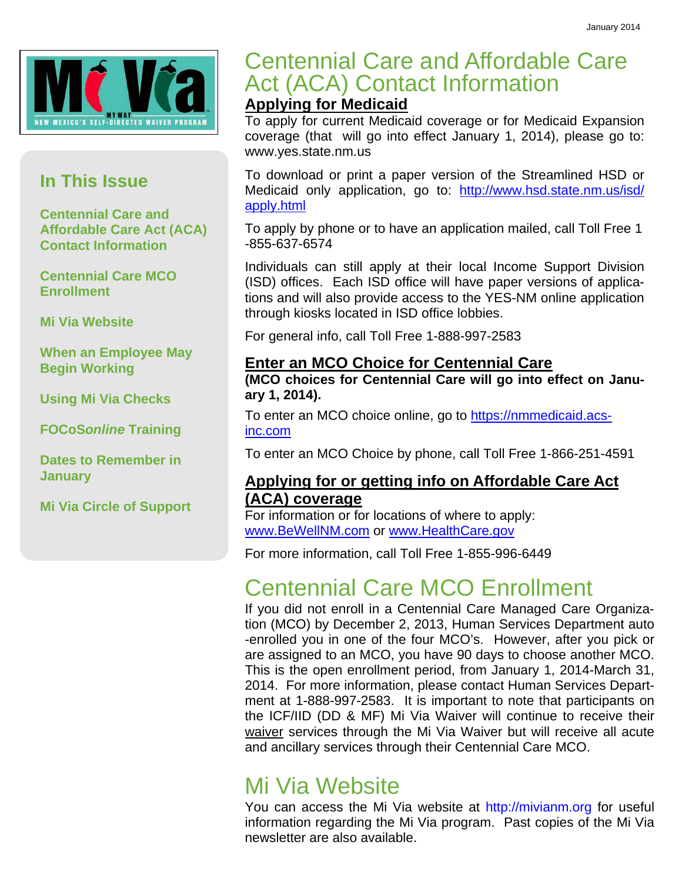January 2014

Mi Via — MY WAY — NEW MEXICO'S SELF-DIRECTED WAIVER PROGRAM

## In This Issue

- Centennial Care and Affordable Care Act (ACA) Contact Information
- Centennial Care MCO Enrollment
- Mi Via Website
- When an Employee May Begin Working
- Using Mi Via Checks
- FOCoS*online* Training
- Dates to Remember in January
- Mi Via Circle of Support

# Centennial Care and Affordable Care Act (ACA) Contact Information

### Applying for Medicaid

To apply for current Medicaid coverage or for Medicaid Expansion coverage (that will go into effect January 1, 2014), please go to: www.yes.state.nm.us

To download or print a paper version of the Streamlined HSD or Medicaid only application, go to: http://www.hsd.state.nm.us/isd/apply.html

To apply by phone or to have an application mailed, call Toll Free 1-855-637-6574

Individuals can still apply at their local Income Support Division (ISD) offices. Each ISD office will have paper versions of applications and will also provide access to the YES-NM online application through kiosks located in ISD office lobbies.

For general info, call Toll Free 1-888-997-2583

### Enter an MCO Choice for Centennial Care

**(MCO choices for Centennial Care will go into effect on January 1, 2014).**

To enter an MCO choice online, go to https://nmmedicaid.acs-inc.com

To enter an MCO Choice by phone, call Toll Free 1-866-251-4591

### Applying for or getting info on Affordable Care Act (ACA) coverage

For information or for locations of where to apply: www.BeWellNM.com or www.HealthCare.gov

For more information, call Toll Free 1-855-996-6449

# Centennial Care MCO Enrollment

If you did not enroll in a Centennial Care Managed Care Organization (MCO) by December 2, 2013, Human Services Department auto-enrolled you in one of the four MCO's. However, after you pick or are assigned to an MCO, you have 90 days to choose another MCO. This is the open enrollment period, from January 1, 2014-March 31, 2014. For more information, please contact Human Services Department at 1-888-997-2583. It is important to note that participants on the ICF/IID (DD & MF) Mi Via Waiver will continue to receive their waiver services through the Mi Via Waiver but will receive all acute and ancillary services through their Centennial Care MCO.

# Mi Via Website

You can access the Mi Via website at http://mivianm.org for useful information regarding the Mi Via program. Past copies of the Mi Via newsletter are also available.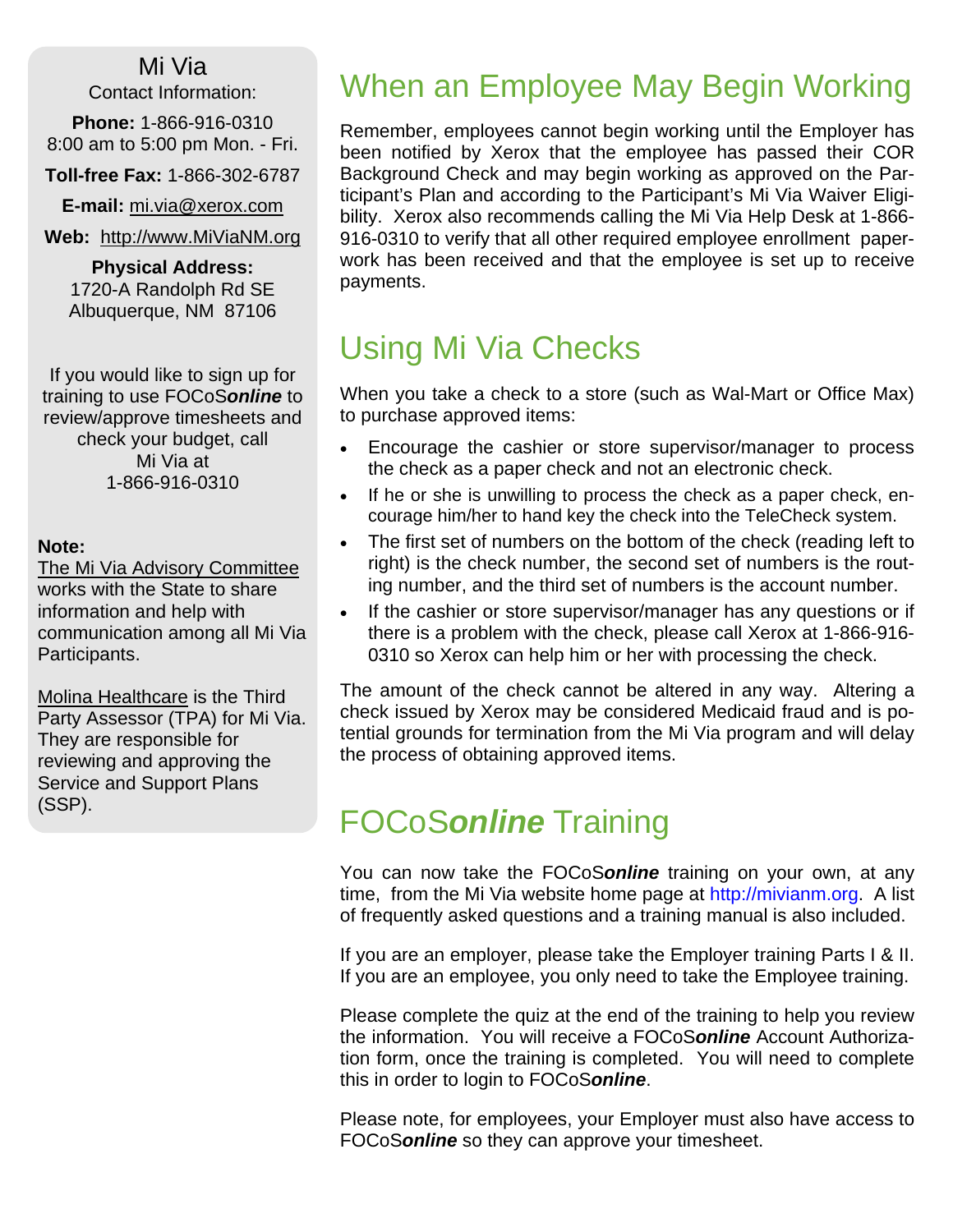Mi Via
Contact Information:

**Phone:** 1-866-916-0310
8:00 am to 5:00 pm Mon. - Fri.

**Toll-free Fax:** 1-866-302-6787

**E-mail:** mi.via@xerox.com

**Web:** http://www.MiViaNM.org

**Physical Address:**
1720-A Randolph Rd SE
Albuquerque, NM 87106

If you would like to sign up for training to use FOCoS***online*** to review/approve timesheets and check your budget, call Mi Via at 1-866-916-0310

**Note:**
The Mi Via Advisory Committee works with the State to share information and help with communication among all Mi Via Participants.

Molina Healthcare is the Third Party Assessor (TPA) for Mi Via. They are responsible for reviewing and approving the Service and Support Plans (SSP).

## When an Employee May Begin Working

Remember, employees cannot begin working until the Employer has been notified by Xerox that the employee has passed their COR Background Check and may begin working as approved on the Participant's Plan and according to the Participant's Mi Via Waiver Eligibility. Xerox also recommends calling the Mi Via Help Desk at 1-866-916-0310 to verify that all other required employee enrollment paperwork has been received and that the employee is set up to receive payments.

## Using Mi Via Checks

When you take a check to a store (such as Wal-Mart or Office Max) to purchase approved items:

- Encourage the cashier or store supervisor/manager to process the check as a paper check and not an electronic check.
- If he or she is unwilling to process the check as a paper check, encourage him/her to hand key the check into the TeleCheck system.
- The first set of numbers on the bottom of the check (reading left to right) is the check number, the second set of numbers is the routing number, and the third set of numbers is the account number.
- If the cashier or store supervisor/manager has any questions or if there is a problem with the check, please call Xerox at 1-866-916-0310 so Xerox can help him or her with processing the check.

The amount of the check cannot be altered in any way. Altering a check issued by Xerox may be considered Medicaid fraud and is potential grounds for termination from the Mi Via program and will delay the process of obtaining approved items.

## FOCoS***online*** Training

You can now take the FOCoS***online*** training on your own, at any time, from the Mi Via website home page at http://mivianm.org. A list of frequently asked questions and a training manual is also included.

If you are an employer, please take the Employer training Parts I & II. If you are an employee, you only need to take the Employee training.

Please complete the quiz at the end of the training to help you review the information. You will receive a FOCoS***online*** Account Authorization form, once the training is completed. You will need to complete this in order to login to FOCoS***online***.

Please note, for employees, your Employer must also have access to FOCoS***online*** so they can approve your timesheet.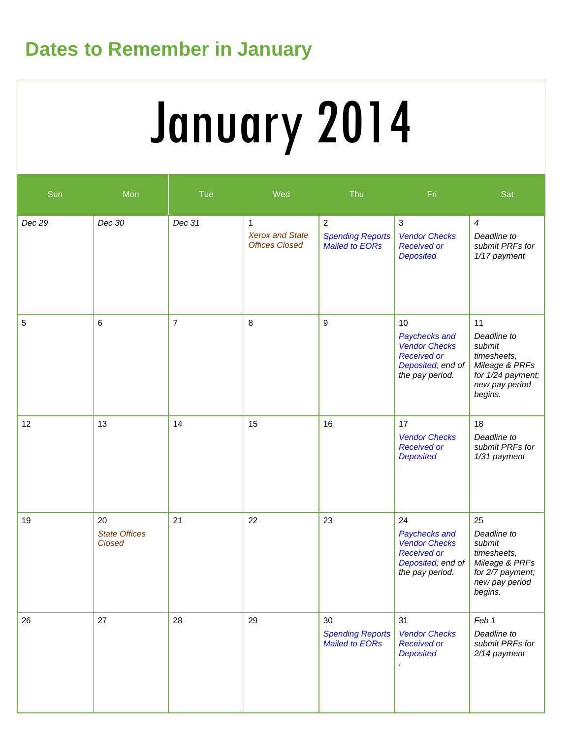## Dates to Remember in January

# January 2014

| Sun | Mon | Tue | Wed | Thu | Fri | Sat |
|---|---|---|---|---|---|---|
| *Dec 29* | *Dec 30* | *Dec 31* | 1 *Xerox and State Offices Closed* | 2 *Spending Reports Mailed to EORs* | 3 *Vendor Checks Received or Deposited* | *4* *Deadline to submit PRFs for 1/17 payment* |
| 5 | 6 | 7 | 8 | 9 | 10 *Paychecks and Vendor Checks Received or Deposited;* *end of the pay period.* | 11 *Deadline to submit timesheets, Mileage & PRFs for 1/24 payment; new pay period begins.* |
| 12 | 13 | 14 | 15 | 16 | 17 *Vendor Checks Received or Deposited* | 18 *Deadline to submit PRFs for 1/31 payment* |
| 19 | 20 *State Offices Closed* | 21 | 22 | 23 | 24 *Paychecks and Vendor Checks Received or Deposited;* *end of the pay period.* | 25 *Deadline to submit timesheets, Mileage & PRFs for 2/7 payment; new pay period begins.* |
| 26 | 27 | 28 | 29 | 30 *Spending Reports Mailed to EORs* | 31 *Vendor Checks Received or Deposited* . | *Feb 1* *Deadline to submit PRFs for 2/14 payment* |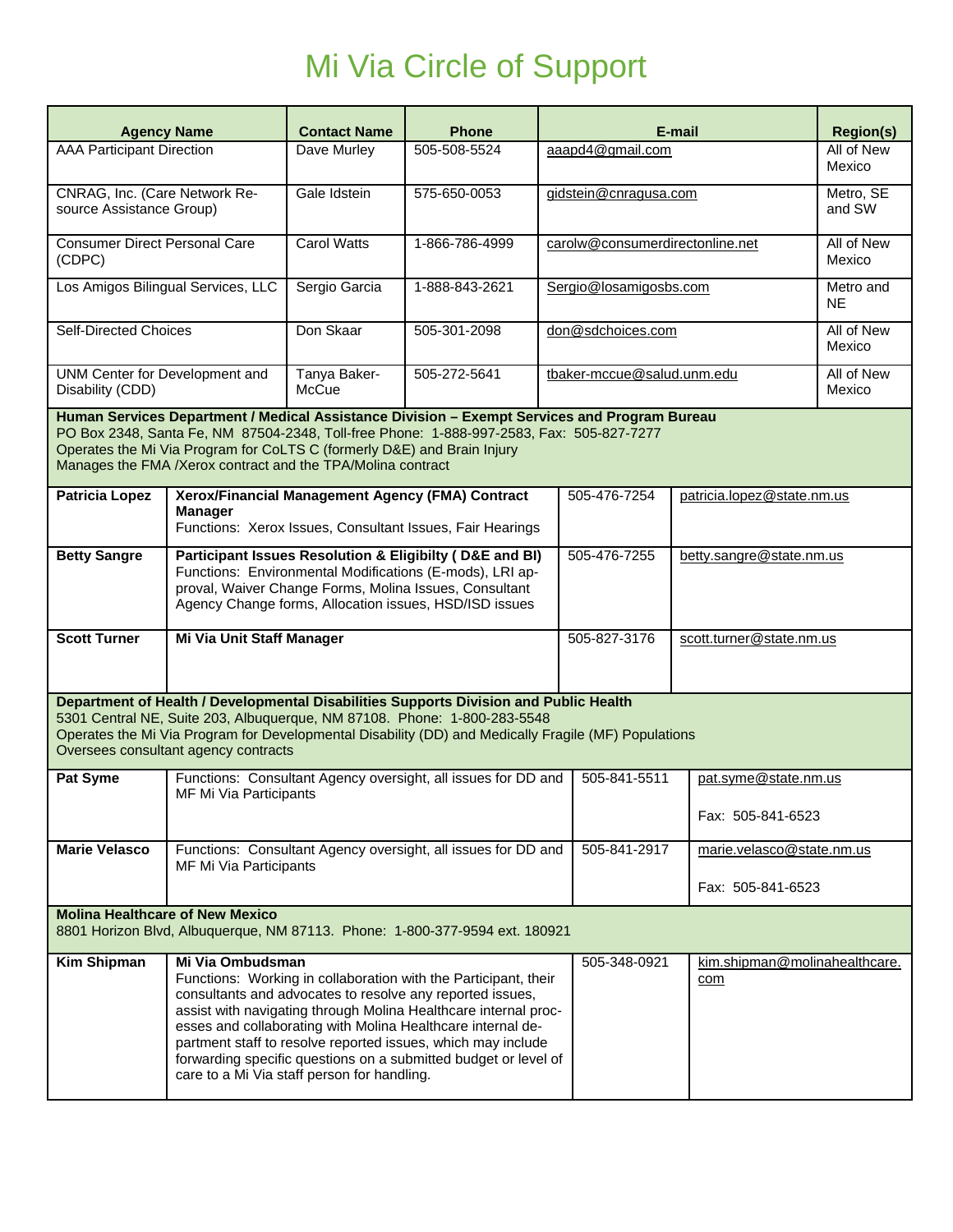# Mi Via Circle of Support

| Agency Name | Contact Name | Phone | E-mail | Region(s) |
|---|---|---|---|---|
| AAA Participant Direction | Dave Murley | 505-508-5524 | aaapd4@gmail.com | All of New Mexico |
| CNRAG, Inc. (Care Network Resource Assistance Group) | Gale Idstein | 575-650-0053 | gidstein@cnragusa.com | Metro, SE and SW |
| Consumer Direct Personal Care (CDPC) | Carol Watts | 1-866-786-4999 | carolw@consumerdirectonline.net | All of New Mexico |
| Los Amigos Bilingual Services, LLC | Sergio Garcia | 1-888-843-2621 | Sergio@losamigosbs.com | Metro and NE |
| Self-Directed Choices | Don Skaar | 505-301-2098 | don@sdchoices.com | All of New Mexico |
| UNM Center for Development and Disability (CDD) | Tanya Baker-McCue | 505-272-5641 | tbaker-mccue@salud.unm.edu | All of New Mexico |

**Human Services Department / Medical Assistance Division – Exempt Services and Program Bureau**
PO Box 2348, Santa Fe, NM 87504-2348, Toll-free Phone: 1-888-997-2583, Fax: 505-827-7277
Operates the Mi Via Program for CoLTS C (formerly D&E) and Brain Injury
Manages the FMA /Xerox contract and the TPA/Molina contract

| | | | |
|---|---|---|---|
| **Patricia Lopez** | **Xerox/Financial Management Agency (FMA) Contract Manager**<br>Functions: Xerox Issues, Consultant Issues, Fair Hearings | 505-476-7254 | patricia.lopez@state.nm.us |
| **Betty Sangre** | **Participant Issues Resolution & Eligibilty ( D&E and BI)**<br>Functions: Environmental Modifications (E-mods), LRI approval, Waiver Change Forms, Molina Issues, Consultant Agency Change forms, Allocation issues, HSD/ISD issues | 505-476-7255 | betty.sangre@state.nm.us |
| **Scott Turner** | **Mi Via Unit Staff Manager** | 505-827-3176 | scott.turner@state.nm.us |

**Department of Health / Developmental Disabilities Supports Division and Public Health**
5301 Central NE, Suite 203, Albuquerque, NM 87108. Phone: 1-800-283-5548
Operates the Mi Via Program for Developmental Disability (DD) and Medically Fragile (MF) Populations
Oversees consultant agency contracts

| | | | |
|---|---|---|---|
| **Pat Syme** | Functions: Consultant Agency oversight, all issues for DD and MF Mi Via Participants | 505-841-5511 | pat.syme@state.nm.us<br>Fax: 505-841-6523 |
| **Marie Velasco** | Functions: Consultant Agency oversight, all issues for DD and MF Mi Via Participants | 505-841-2917 | marie.velasco@state.nm.us<br>Fax: 505-841-6523 |

**Molina Healthcare of New Mexico**
8801 Horizon Blvd, Albuquerque, NM 87113. Phone: 1-800-377-9594 ext. 180921

| | | | |
|---|---|---|---|
| **Kim Shipman** | **Mi Via Ombudsman**<br>Functions: Working in collaboration with the Participant, their consultants and advocates to resolve any reported issues, assist with navigating through Molina Healthcare internal processes and collaborating with Molina Healthcare internal department staff to resolve reported issues, which may include forwarding specific questions on a submitted budget or level of care to a Mi Via staff person for handling. | 505-348-0921 | kim.shipman@molinahealthcare.com |